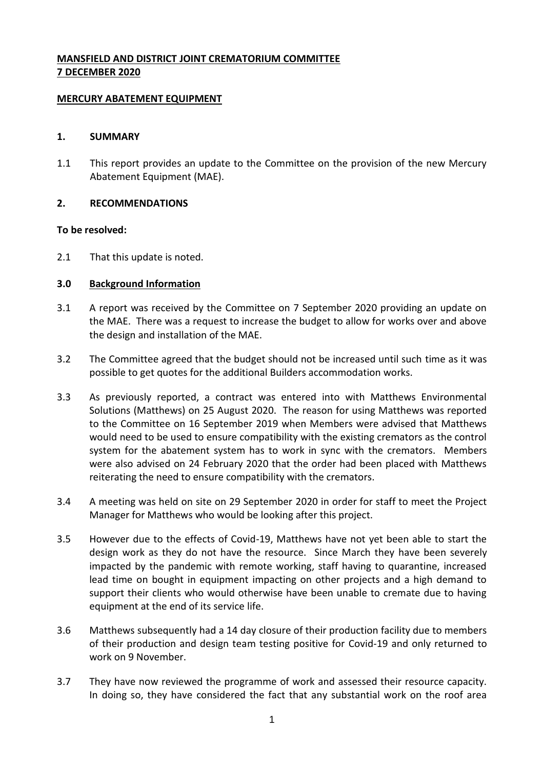**MANSFIELD AND DISTRICT JOINT CREMATORIUM COMMITTEE**
**7 DECEMBER 2020**

**MERCURY ABATEMENT EQUIPMENT**

## 1. SUMMARY

1.1 This report provides an update to the Committee on the provision of the new Mercury Abatement Equipment (MAE).

## 2. RECOMMENDATIONS

**To be resolved:**

2.1 That this update is noted.

## 3.0 Background Information

3.1 A report was received by the Committee on 7 September 2020 providing an update on the MAE. There was a request to increase the budget to allow for works over and above the design and installation of the MAE.

3.2 The Committee agreed that the budget should not be increased until such time as it was possible to get quotes for the additional Builders accommodation works.

3.3 As previously reported, a contract was entered into with Matthews Environmental Solutions (Matthews) on 25 August 2020. The reason for using Matthews was reported to the Committee on 16 September 2019 when Members were advised that Matthews would need to be used to ensure compatibility with the existing cremators as the control system for the abatement system has to work in sync with the cremators. Members were also advised on 24 February 2020 that the order had been placed with Matthews reiterating the need to ensure compatibility with the cremators.

3.4 A meeting was held on site on 29 September 2020 in order for staff to meet the Project Manager for Matthews who would be looking after this project.

3.5 However due to the effects of Covid-19, Matthews have not yet been able to start the design work as they do not have the resource. Since March they have been severely impacted by the pandemic with remote working, staff having to quarantine, increased lead time on bought in equipment impacting on other projects and a high demand to support their clients who would otherwise have been unable to cremate due to having equipment at the end of its service life.

3.6 Matthews subsequently had a 14 day closure of their production facility due to members of their production and design team testing positive for Covid-19 and only returned to work on 9 November.

3.7 They have now reviewed the programme of work and assessed their resource capacity. In doing so, they have considered the fact that any substantial work on the roof area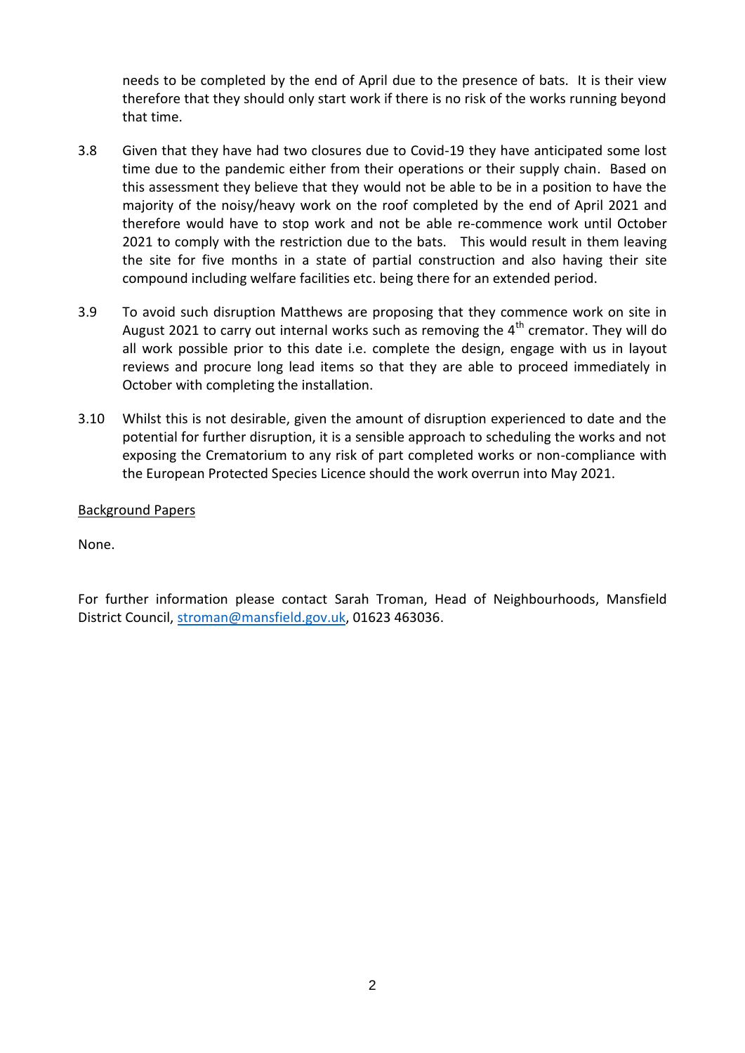needs to be completed by the end of April due to the presence of bats. It is their view therefore that they should only start work if there is no risk of the works running beyond that time.

3.8 Given that they have had two closures due to Covid-19 they have anticipated some lost time due to the pandemic either from their operations or their supply chain. Based on this assessment they believe that they would not be able to be in a position to have the majority of the noisy/heavy work on the roof completed by the end of April 2021 and therefore would have to stop work and not be able re-commence work until October 2021 to comply with the restriction due to the bats. This would result in them leaving the site for five months in a state of partial construction and also having their site compound including welfare facilities etc. being there for an extended period.

3.9 To avoid such disruption Matthews are proposing that they commence work on site in August 2021 to carry out internal works such as removing the 4th cremator. They will do all work possible prior to this date i.e. complete the design, engage with us in layout reviews and procure long lead items so that they are able to proceed immediately in October with completing the installation.

3.10 Whilst this is not desirable, given the amount of disruption experienced to date and the potential for further disruption, it is a sensible approach to scheduling the works and not exposing the Crematorium to any risk of part completed works or non-compliance with the European Protected Species Licence should the work overrun into May 2021.

Background Papers

None.

For further information please contact Sarah Troman, Head of Neighbourhoods, Mansfield District Council, stroman@mansfield.gov.uk, 01623 463036.